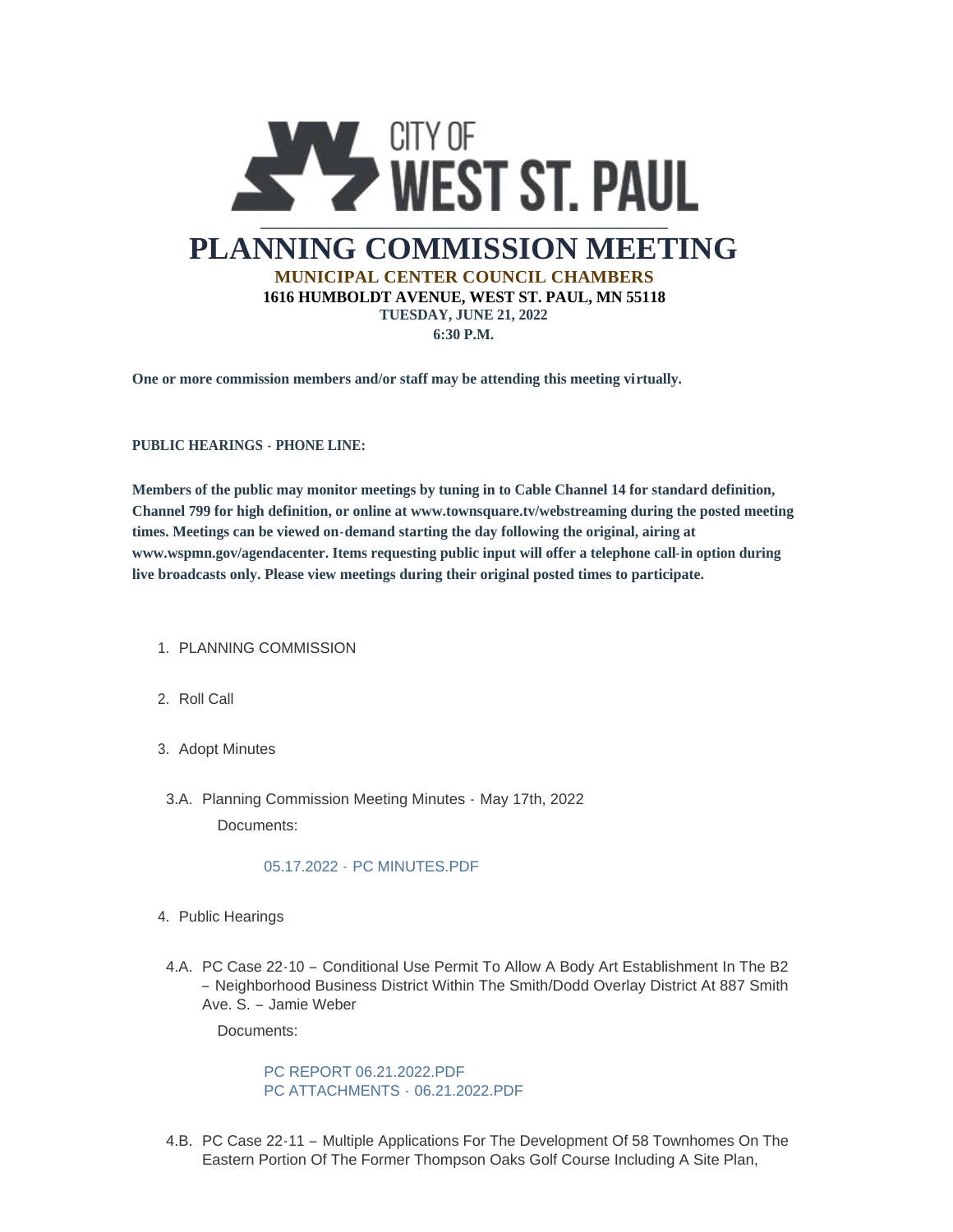CITY OF WEST ST. PAUL

# PLANNING COMMISSION MEETING

**MUNICIPAL CENTER COUNCIL CHAMBERS**

**1616 HUMBOLDT AVENUE, WEST ST. PAUL, MN 55118**

**TUESDAY, JUNE 21, 2022**

**6:30 P.M.**

**One or more commission members and/or staff may be attending this meeting virtually.**

**PUBLIC HEARINGS - PHONE LINE:**

**Members of the public may monitor meetings by tuning in to Cable Channel 14 for standard definition, Channel 799 for high definition, or online at www.townsquare.tv/webstreaming during the posted meeting times. Meetings can be viewed on-demand starting the day following the original, airing at www.wspmn.gov/agendacenter. Items requesting public input will offer a telephone call-in option during live broadcasts only. Please view meetings during their original posted times to participate.**

1. PLANNING COMMISSION

2. Roll Call

3. Adopt Minutes

3.A. Planning Commission Meeting Minutes - May 17th, 2022

Documents:

05.17.2022 - PC MINUTES.PDF

4. Public Hearings

4.A. PC Case 22-10 – Conditional Use Permit To Allow A Body Art Establishment In The B2 – Neighborhood Business District Within The Smith/Dodd Overlay District At 887 Smith Ave. S. – Jamie Weber

Documents:

PC REPORT 06.21.2022.PDF
PC ATTACHMENTS - 06.21.2022.PDF

4.B. PC Case 22-11 – Multiple Applications For The Development Of 58 Townhomes On The Eastern Portion Of The Former Thompson Oaks Golf Course Including A Site Plan,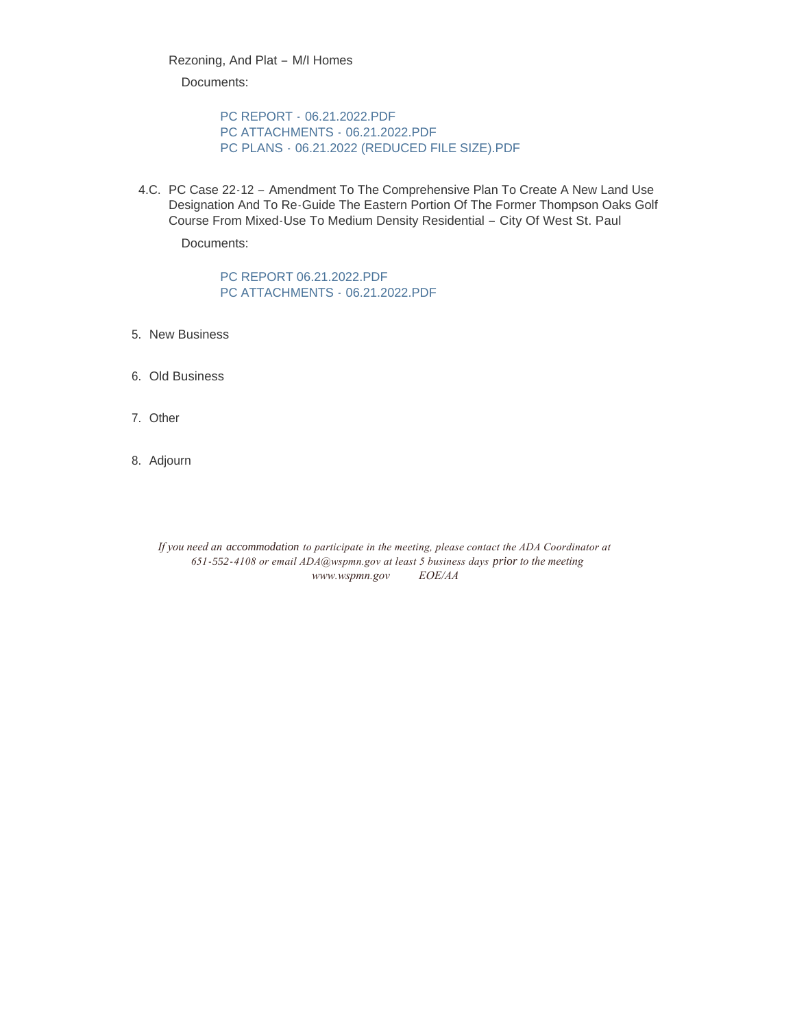Rezoning, And Plat – M/I Homes

Documents:

- PC REPORT - 06.21.2022.PDF
- PC ATTACHMENTS - 06.21.2022.PDF
- PC PLANS - 06.21.2022 (REDUCED FILE SIZE).PDF

4.C. PC Case 22-12 – Amendment To The Comprehensive Plan To Create A New Land Use Designation And To Re-Guide The Eastern Portion Of The Former Thompson Oaks Golf Course From Mixed-Use To Medium Density Residential – City Of West St. Paul

Documents:

- PC REPORT 06.21.2022.PDF
- PC ATTACHMENTS - 06.21.2022.PDF

5. New Business

6. Old Business

7. Other

8. Adjourn

*If you need an accommodation to participate in the meeting, please contact the ADA Coordinator at 651-552-4108 or email ADA@wspmn.gov at least 5 business days prior to the meeting*
*www.wspmn.gov EOE/AA*